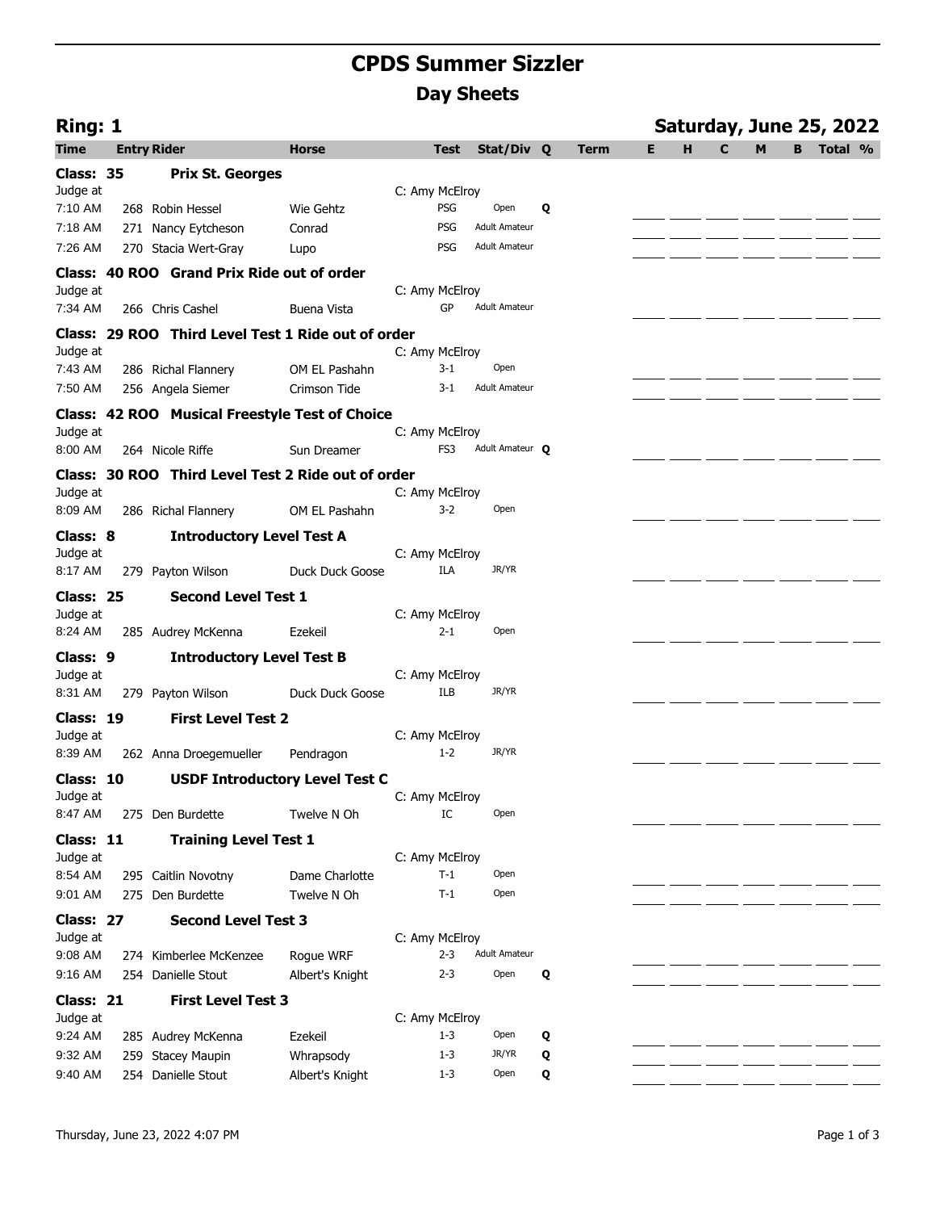# CPDS Summer Sizzler

## Day Sheets

**Ring: 1** **Saturday, June 25, 2022**

| Time | Entry | Rider | Horse | Test | Stat/Div | Q | Term | E | H | C | M | B | Total | % |
|---|---|---|---|---|---|---|---|---|---|---|---|---|---|---|
| **Class: 35** | | **Prix St. Georges** | | | | | | | | | | | | |
| Judge at | | | | C: Amy McElroy | | | | | | | | | | |
| 7:10 AM | 268 | Robin Hessel | Wie Gehtz | PSG | Open | Q | | | | | | | | |
| 7:18 AM | 271 | Nancy Eytcheson | Conrad | PSG | Adult Amateur | | | | | | | | | |
| 7:26 AM | 270 | Stacia Wert-Gray | Lupo | PSG | Adult Amateur | | | | | | | | | |
| **Class: 40 ROO** | | **Grand Prix Ride out of order** | | | | | | | | | | | | |
| Judge at | | | | C: Amy McElroy | | | | | | | | | | |
| 7:34 AM | 266 | Chris Cashel | Buena Vista | GP | Adult Amateur | | | | | | | | | |
| **Class: 29 ROO** | | **Third Level Test 1 Ride out of order** | | | | | | | | | | | | |
| Judge at | | | | C: Amy McElroy | | | | | | | | | | |
| 7:43 AM | 286 | Richal Flannery | OM EL Pashahn | 3-1 | Open | | | | | | | | | |
| 7:50 AM | 256 | Angela Siemer | Crimson Tide | 3-1 | Adult Amateur | | | | | | | | | |
| **Class: 42 ROO** | | **Musical Freestyle Test of Choice** | | | | | | | | | | | | |
| Judge at | | | | C: Amy McElroy | | | | | | | | | | |
| 8:00 AM | 264 | Nicole Riffe | Sun Dreamer | FS3 | Adult Amateur | Q | | | | | | | | |
| **Class: 30 ROO** | | **Third Level Test 2 Ride out of order** | | | | | | | | | | | | |
| Judge at | | | | C: Amy McElroy | | | | | | | | | | |
| 8:09 AM | 286 | Richal Flannery | OM EL Pashahn | 3-2 | Open | | | | | | | | | |
| **Class: 8** | | **Introductory Level Test A** | | | | | | | | | | | | |
| Judge at | | | | C: Amy McElroy | | | | | | | | | | |
| 8:17 AM | 279 | Payton Wilson | Duck Duck Goose | ILA | JR/YR | | | | | | | | | |
| **Class: 25** | | **Second Level Test 1** | | | | | | | | | | | | |
| Judge at | | | | C: Amy McElroy | | | | | | | | | | |
| 8:24 AM | 285 | Audrey McKenna | Ezekeil | 2-1 | Open | | | | | | | | | |
| **Class: 9** | | **Introductory Level Test B** | | | | | | | | | | | | |
| Judge at | | | | C: Amy McElroy | | | | | | | | | | |
| 8:31 AM | 279 | Payton Wilson | Duck Duck Goose | ILB | JR/YR | | | | | | | | | |
| **Class: 19** | | **First Level Test 2** | | | | | | | | | | | | |
| Judge at | | | | C: Amy McElroy | | | | | | | | | | |
| 8:39 AM | 262 | Anna Droegemueller | Pendragon | 1-2 | JR/YR | | | | | | | | | |
| **Class: 10** | | **USDF Introductory Level Test C** | | | | | | | | | | | | |
| Judge at | | | | C: Amy McElroy | | | | | | | | | | |
| 8:47 AM | 275 | Den Burdette | Twelve N Oh | IC | Open | | | | | | | | | |
| **Class: 11** | | **Training Level Test 1** | | | | | | | | | | | | |
| Judge at | | | | C: Amy McElroy | | | | | | | | | | |
| 8:54 AM | 295 | Caitlin Novotny | Dame Charlotte | T-1 | Open | | | | | | | | | |
| 9:01 AM | 275 | Den Burdette | Twelve N Oh | T-1 | Open | | | | | | | | | |
| **Class: 27** | | **Second Level Test 3** | | | | | | | | | | | | |
| Judge at | | | | C: Amy McElroy | | | | | | | | | | |
| 9:08 AM | 274 | Kimberlee McKenzee | Rogue WRF | 2-3 | Adult Amateur | | | | | | | | | |
| 9:16 AM | 254 | Danielle Stout | Albert's Knight | 2-3 | Open | Q | | | | | | | | |
| **Class: 21** | | **First Level Test 3** | | | | | | | | | | | | |
| Judge at | | | | C: Amy McElroy | | | | | | | | | | |
| 9:24 AM | 285 | Audrey McKenna | Ezekeil | 1-3 | Open | Q | | | | | | | | |
| 9:32 AM | 259 | Stacey Maupin | Whrapsody | 1-3 | JR/YR | Q | | | | | | | | |
| 9:40 AM | 254 | Danielle Stout | Albert's Knight | 1-3 | Open | Q | | | | | | | | |

Thursday, June 23, 2022 4:07 PM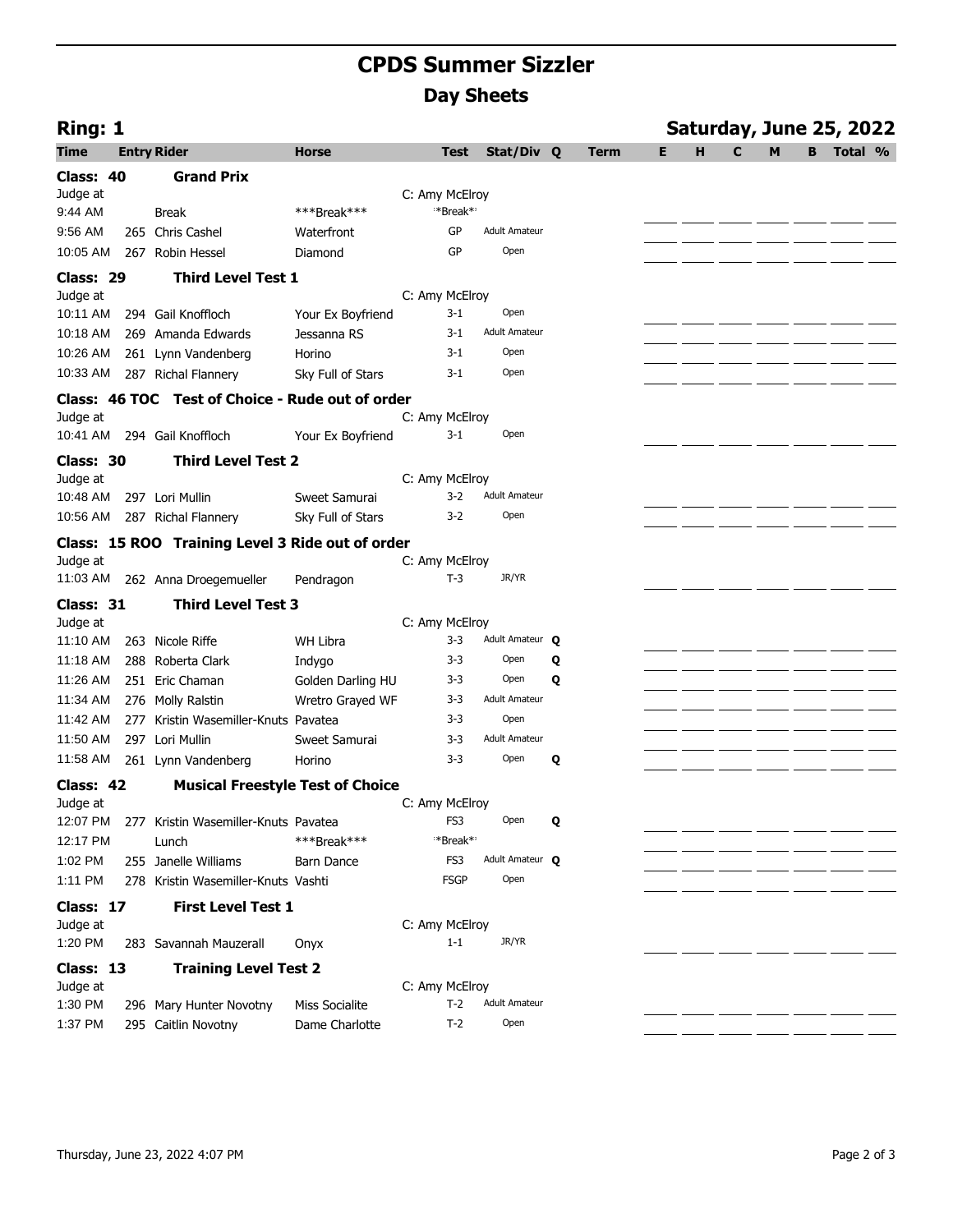# CPDS Summer Sizzler

## Day Sheets

**Ring: 1** — **Saturday, June 25, 2022**

| Time | Entry | Rider | Horse | Test | Stat/Div | Q | Term | E | H | C | M | B | Total | % |
|---|---|---|---|---|---|---|---|---|---|---|---|---|---|---|
| **Class: 40** | | **Grand Prix** | | | | | | | | | | | | |
| Judge at | | | | C: Amy McElroy | | | | | | | | | | |
| 9:44 AM | | Break | \*\*\*Break\*\*\* | \*Break\* | | | | | | | | | | |
| 9:56 AM | 265 | Chris Cashel | Waterfront | GP | Adult Amateur | | | | | | | | | |
| 10:05 AM | 267 | Robin Hessel | Diamond | GP | Open | | | | | | | | | |
| **Class: 29** | | **Third Level Test 1** | | | | | | | | | | | | |
| Judge at | | | | C: Amy McElroy | | | | | | | | | | |
| 10:11 AM | 294 | Gail Knoffloch | Your Ex Boyfriend | 3-1 | Open | | | | | | | | | |
| 10:18 AM | 269 | Amanda Edwards | Jessanna RS | 3-1 | Adult Amateur | | | | | | | | | |
| 10:26 AM | 261 | Lynn Vandenberg | Horino | 3-1 | Open | | | | | | | | | |
| 10:33 AM | 287 | Richal Flannery | Sky Full of Stars | 3-1 | Open | | | | | | | | | |
| **Class: 46 TOC** | | **Test of Choice - Rude out of order** | | | | | | | | | | | | |
| Judge at | | | | C: Amy McElroy | | | | | | | | | | |
| 10:41 AM | 294 | Gail Knoffloch | Your Ex Boyfriend | 3-1 | Open | | | | | | | | | |
| **Class: 30** | | **Third Level Test 2** | | | | | | | | | | | | |
| Judge at | | | | C: Amy McElroy | | | | | | | | | | |
| 10:48 AM | 297 | Lori Mullin | Sweet Samurai | 3-2 | Adult Amateur | | | | | | | | | |
| 10:56 AM | 287 | Richal Flannery | Sky Full of Stars | 3-2 | Open | | | | | | | | | |
| **Class: 15 ROO** | | **Training Level 3 Ride out of order** | | | | | | | | | | | | |
| Judge at | | | | C: Amy McElroy | | | | | | | | | | |
| 11:03 AM | 262 | Anna Droegemueller | Pendragon | T-3 | JR/YR | | | | | | | | | |
| **Class: 31** | | **Third Level Test 3** | | | | | | | | | | | | |
| Judge at | | | | C: Amy McElroy | | | | | | | | | | |
| 11:10 AM | 263 | Nicole Riffe | WH Libra | 3-3 | Adult Amateur | Q | | | | | | | | |
| 11:18 AM | 288 | Roberta Clark | Indygo | 3-3 | Open | Q | | | | | | | | |
| 11:26 AM | 251 | Eric Chaman | Golden Darling HU | 3-3 | Open | Q | | | | | | | | |
| 11:34 AM | 276 | Molly Ralstin | Wretro Grayed WF | 3-3 | Adult Amateur | | | | | | | | | |
| 11:42 AM | 277 | Kristin Wasemiller-Knuts | Pavatea | 3-3 | Open | | | | | | | | | |
| 11:50 AM | 297 | Lori Mullin | Sweet Samurai | 3-3 | Adult Amateur | | | | | | | | | |
| 11:58 AM | 261 | Lynn Vandenberg | Horino | 3-3 | Open | Q | | | | | | | | |
| **Class: 42** | | **Musical Freestyle Test of Choice** | | | | | | | | | | | | |
| Judge at | | | | C: Amy McElroy | | | | | | | | | | |
| 12:07 PM | 277 | Kristin Wasemiller-Knuts | Pavatea | FS3 | Open | Q | | | | | | | | |
| 12:17 PM | | Lunch | \*\*\*Break\*\*\* | \*Break\* | | | | | | | | | | |
| 1:02 PM | 255 | Janelle Williams | Barn Dance | FS3 | Adult Amateur | Q | | | | | | | | |
| 1:11 PM | 278 | Kristin Wasemiller-Knuts | Vashti | FSGP | Open | | | | | | | | | |
| **Class: 17** | | **First Level Test 1** | | | | | | | | | | | | |
| Judge at | | | | C: Amy McElroy | | | | | | | | | | |
| 1:20 PM | 283 | Savannah Mauzerall | Onyx | 1-1 | JR/YR | | | | | | | | | |
| **Class: 13** | | **Training Level Test 2** | | | | | | | | | | | | |
| Judge at | | | | C: Amy McElroy | | | | | | | | | | |
| 1:30 PM | 296 | Mary Hunter Novotny | Miss Socialite | T-2 | Adult Amateur | | | | | | | | | |
| 1:37 PM | 295 | Caitlin Novotny | Dame Charlotte | T-2 | Open | | | | | | | | | |

Thursday, June 23, 2022 4:07 PM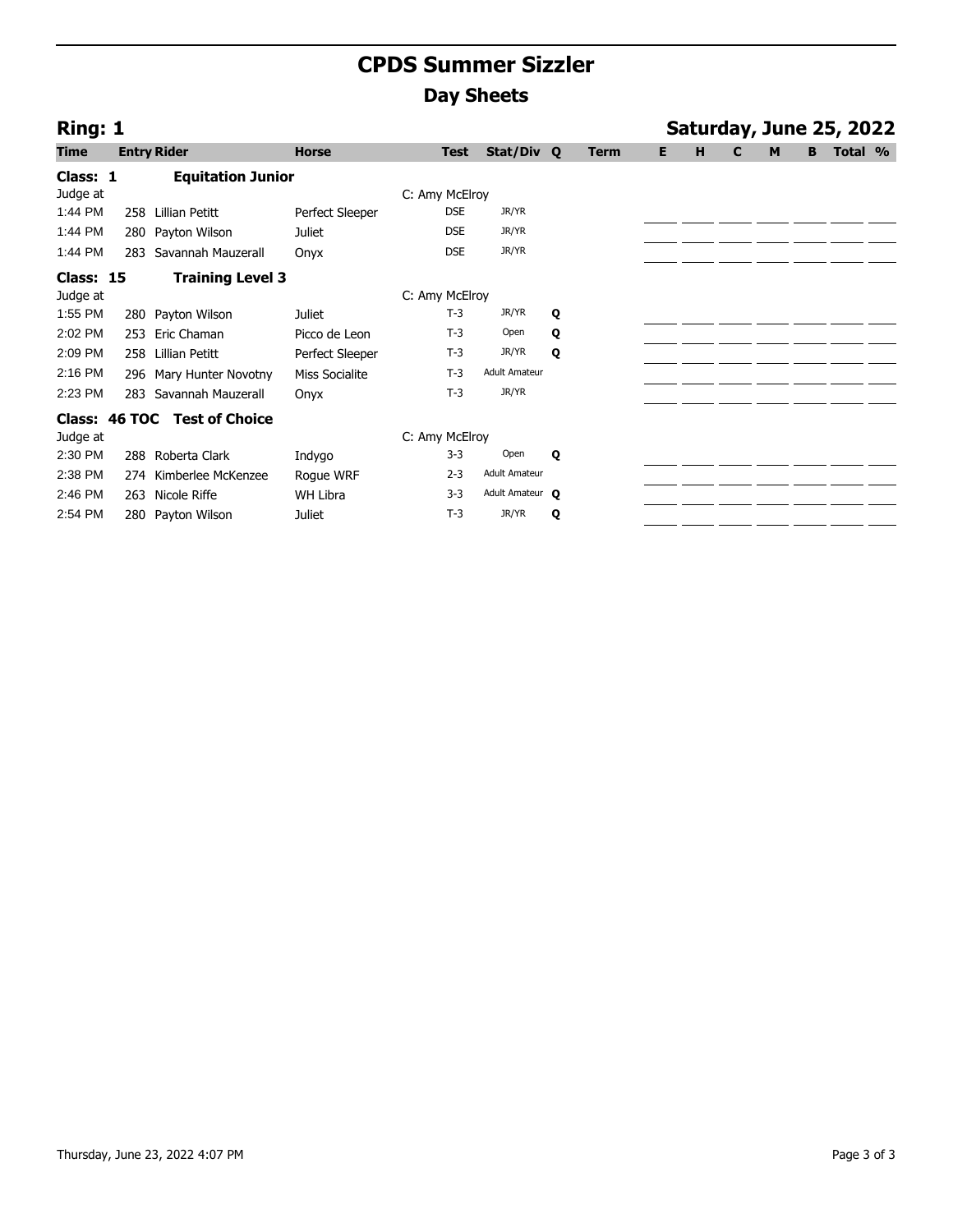# CPDS Summer Sizzler

## Day Sheets

**Ring: 1** — **Saturday, June 25, 2022**

| Time | Entry | Rider | Horse | Test | Stat/Div | Q | Term | E | H | C | M | B | Total | % |
|---|---|---|---|---|---|---|---|---|---|---|---|---|---|---|
| **Class: 1** | | **Equitation Junior** | | | | | | | | | | | | |
| Judge at | | | | C: Amy McElroy | | | | | | | | | | |
| 1:44 PM | 258 | Lillian Petitt | Perfect Sleeper | DSE | JR/YR | | | | | | | | | |
| 1:44 PM | 280 | Payton Wilson | Juliet | DSE | JR/YR | | | | | | | | | |
| 1:44 PM | 283 | Savannah Mauzerall | Onyx | DSE | JR/YR | | | | | | | | | |
| **Class: 15** | | **Training Level 3** | | | | | | | | | | | | |
| Judge at | | | | C: Amy McElroy | | | | | | | | | | |
| 1:55 PM | 280 | Payton Wilson | Juliet | T-3 | JR/YR | Q | | | | | | | | |
| 2:02 PM | 253 | Eric Chaman | Picco de Leon | T-3 | Open | Q | | | | | | | | |
| 2:09 PM | 258 | Lillian Petitt | Perfect Sleeper | T-3 | JR/YR | Q | | | | | | | | |
| 2:16 PM | 296 | Mary Hunter Novotny | Miss Socialite | T-3 | Adult Amateur | | | | | | | | | |
| 2:23 PM | 283 | Savannah Mauzerall | Onyx | T-3 | JR/YR | | | | | | | | | |
| **Class: 46 TOC** | | **Test of Choice** | | | | | | | | | | | | |
| Judge at | | | | C: Amy McElroy | | | | | | | | | | |
| 2:30 PM | 288 | Roberta Clark | Indygo | 3-3 | Open | Q | | | | | | | | |
| 2:38 PM | 274 | Kimberlee McKenzee | Rogue WRF | 2-3 | Adult Amateur | | | | | | | | | |
| 2:46 PM | 263 | Nicole Riffe | WH Libra | 3-3 | Adult Amateur | Q | | | | | | | | |
| 2:54 PM | 280 | Payton Wilson | Juliet | T-3 | JR/YR | Q | | | | | | | | |

Thursday, June 23, 2022 4:07 PM